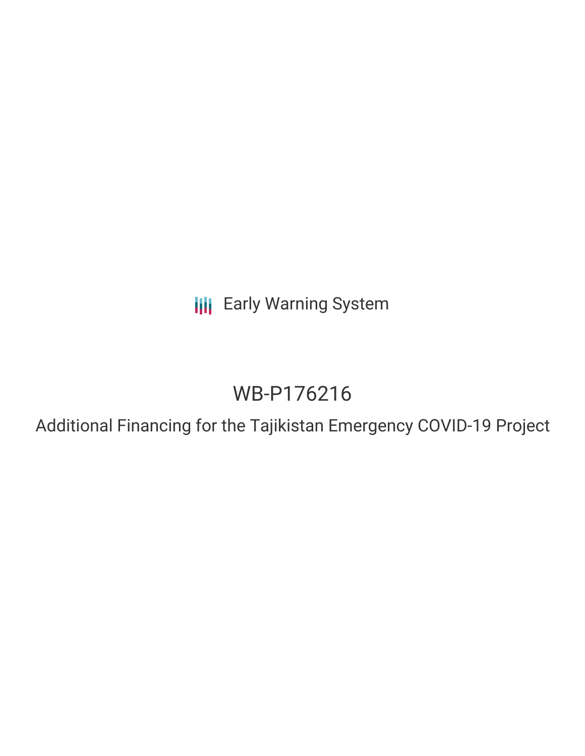Early Warning System

# WB-P176216

## Additional Financing for the Tajikistan Emergency COVID-19 Project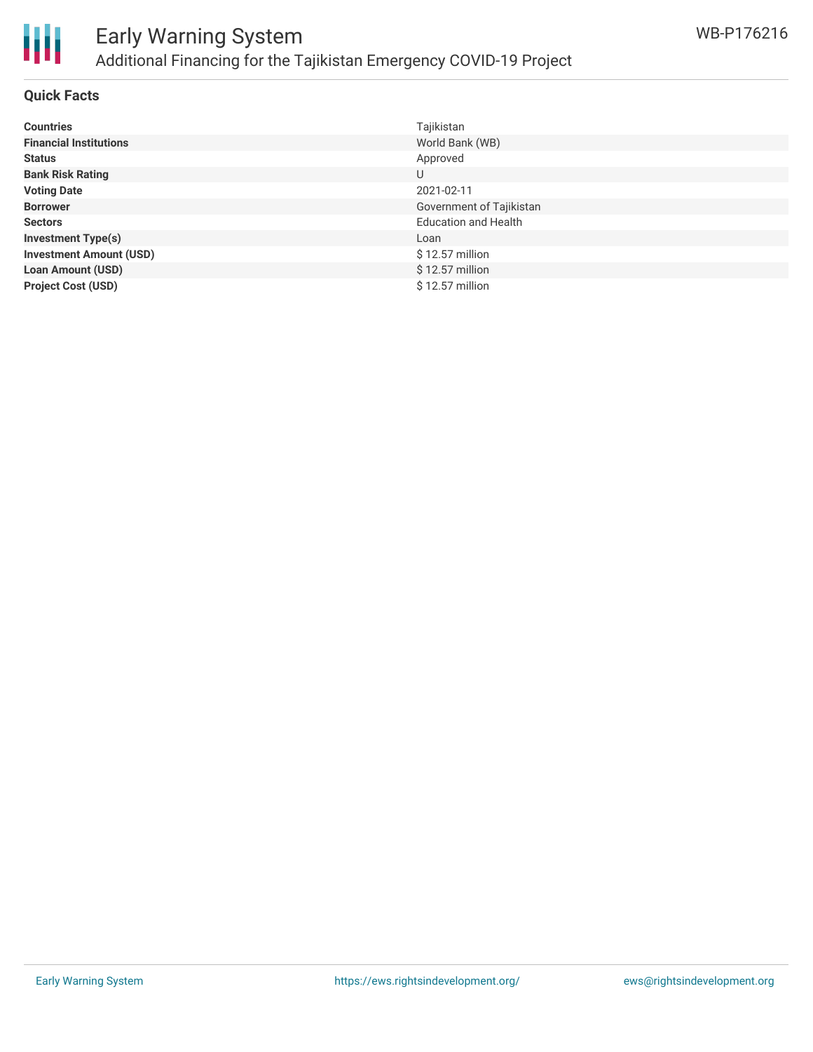# Early Warning System

## Additional Financing for the Tajikistan Emergency COVID-19 Project

WB-P176216

### Quick Facts

| | |
|---|---|
| **Countries** | Tajikistan |
| **Financial Institutions** | World Bank (WB) |
| **Status** | Approved |
| **Bank Risk Rating** | U |
| **Voting Date** | 2021-02-11 |
| **Borrower** | Government of Tajikistan |
| **Sectors** | Education and Health |
| **Investment Type(s)** | Loan |
| **Investment Amount (USD)** | $ 12.57 million |
| **Loan Amount (USD)** | $ 12.57 million |
| **Project Cost (USD)** | $ 12.57 million |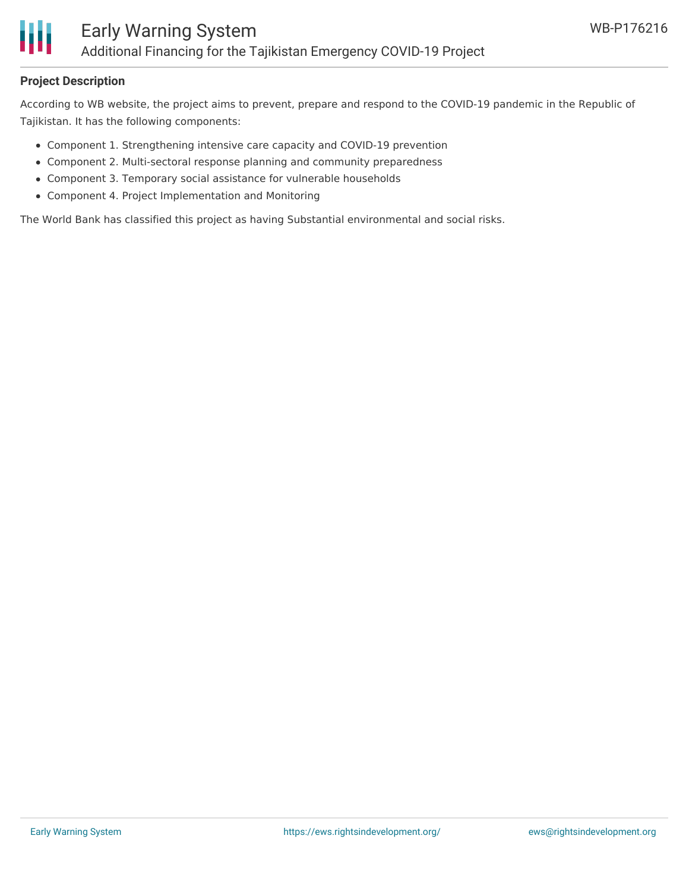## Project Description

According to WB website, the project aims to prevent, prepare and respond to the COVID-19 pandemic in the Republic of Tajikistan. It has the following components:

- Component 1. Strengthening intensive care capacity and COVID-19 prevention
- Component 2. Multi-sectoral response planning and community preparedness
- Component 3. Temporary social assistance for vulnerable households
- Component 4. Project Implementation and Monitoring

The World Bank has classified this project as having Substantial environmental and social risks.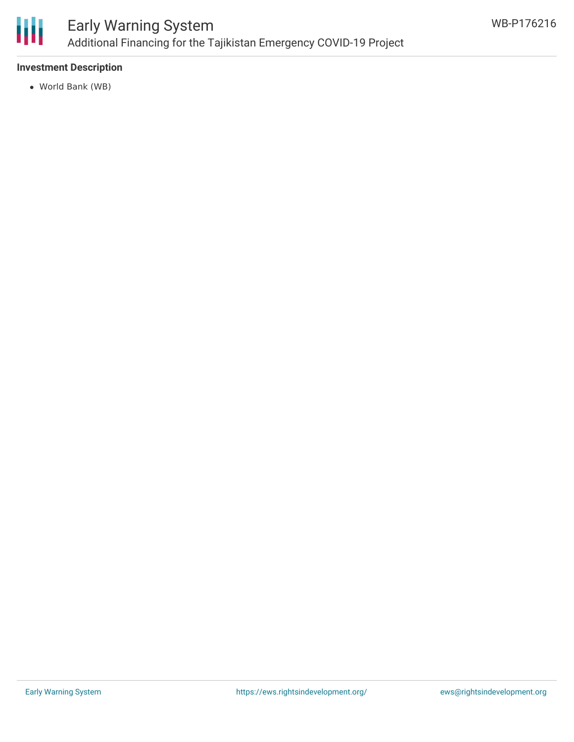### Investment Description

- World Bank (WB)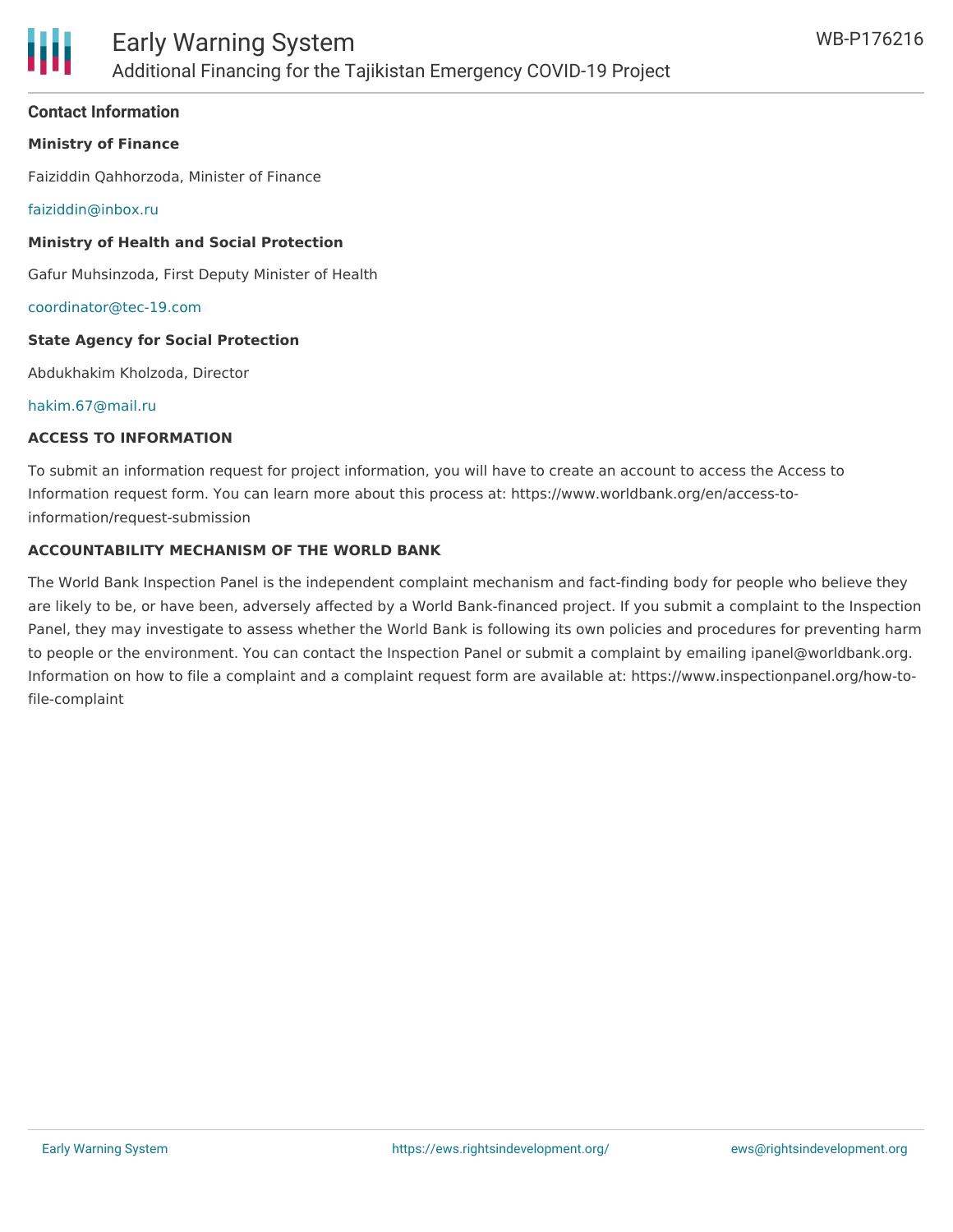## Contact Information

**Ministry of Finance**

Faiziddin Qahhorzoda, Minister of Finance

faiziddin@inbox.ru

**Ministry of Health and Social Protection**

Gafur Muhsinzoda, First Deputy Minister of Health

coordinator@tec-19.com

**State Agency for Social Protection**

Abdukhakim Kholzoda, Director

hakim.67@mail.ru

### ACCESS TO INFORMATION

To submit an information request for project information, you will have to create an account to access the Access to Information request form. You can learn more about this process at: https://www.worldbank.org/en/access-to-information/request-submission

### ACCOUNTABILITY MECHANISM OF THE WORLD BANK

The World Bank Inspection Panel is the independent complaint mechanism and fact-finding body for people who believe they are likely to be, or have been, adversely affected by a World Bank-financed project. If you submit a complaint to the Inspection Panel, they may investigate to assess whether the World Bank is following its own policies and procedures for preventing harm to people or the environment. You can contact the Inspection Panel or submit a complaint by emailing ipanel@worldbank.org. Information on how to file a complaint and a complaint request form are available at: https://www.inspectionpanel.org/how-to-file-complaint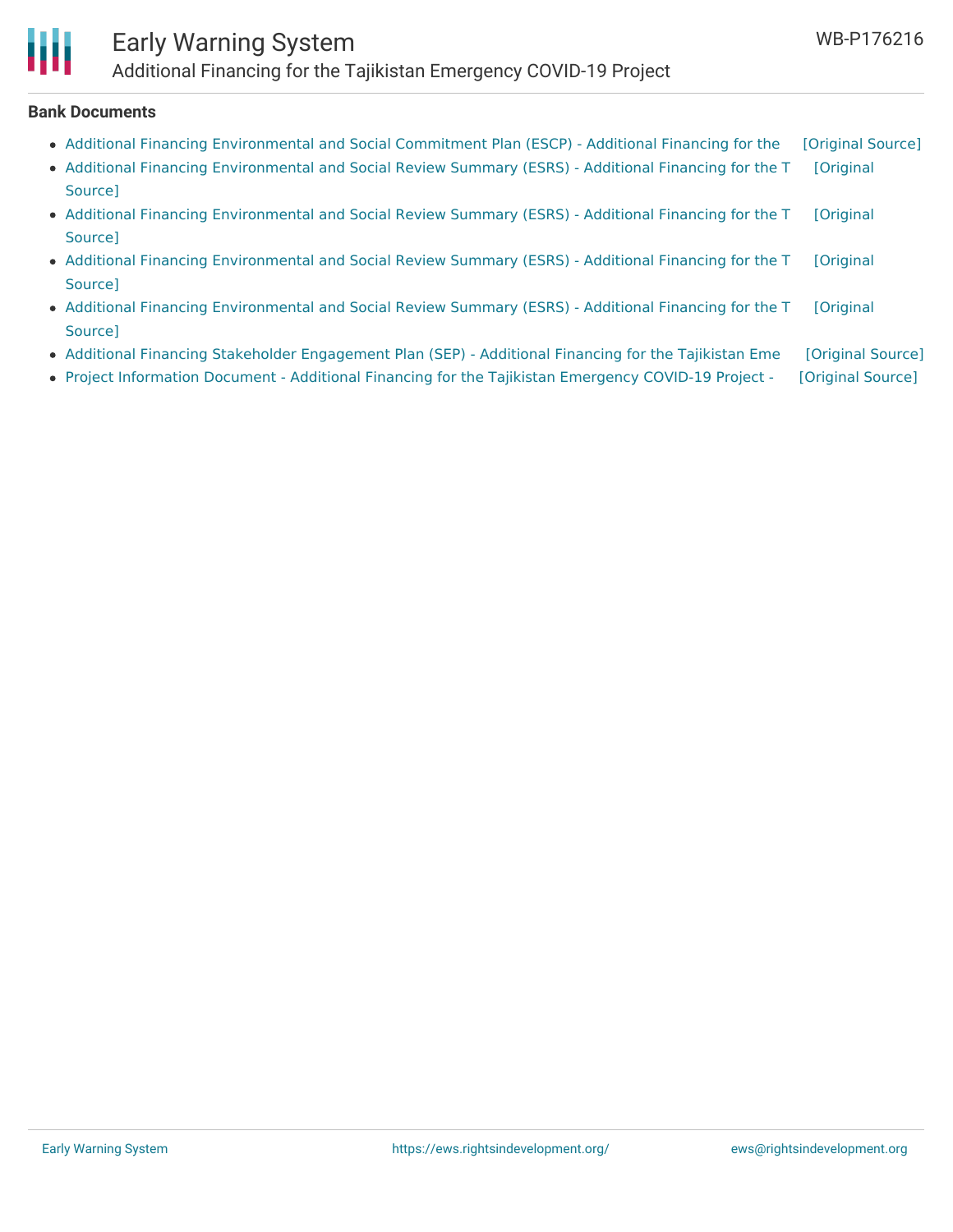**Bank Documents**

- Additional Financing Environmental and Social Commitment Plan (ESCP) - Additional Financing for the [Original Source]
- Additional Financing Environmental and Social Review Summary (ESRS) - Additional Financing for the T [Original Source]
- Additional Financing Environmental and Social Review Summary (ESRS) - Additional Financing for the T [Original Source]
- Additional Financing Environmental and Social Review Summary (ESRS) - Additional Financing for the T [Original Source]
- Additional Financing Environmental and Social Review Summary (ESRS) - Additional Financing for the T [Original Source]
- Additional Financing Stakeholder Engagement Plan (SEP) - Additional Financing for the Tajikistan Eme [Original Source]
- Project Information Document - Additional Financing for the Tajikistan Emergency COVID-19 Project - [Original Source]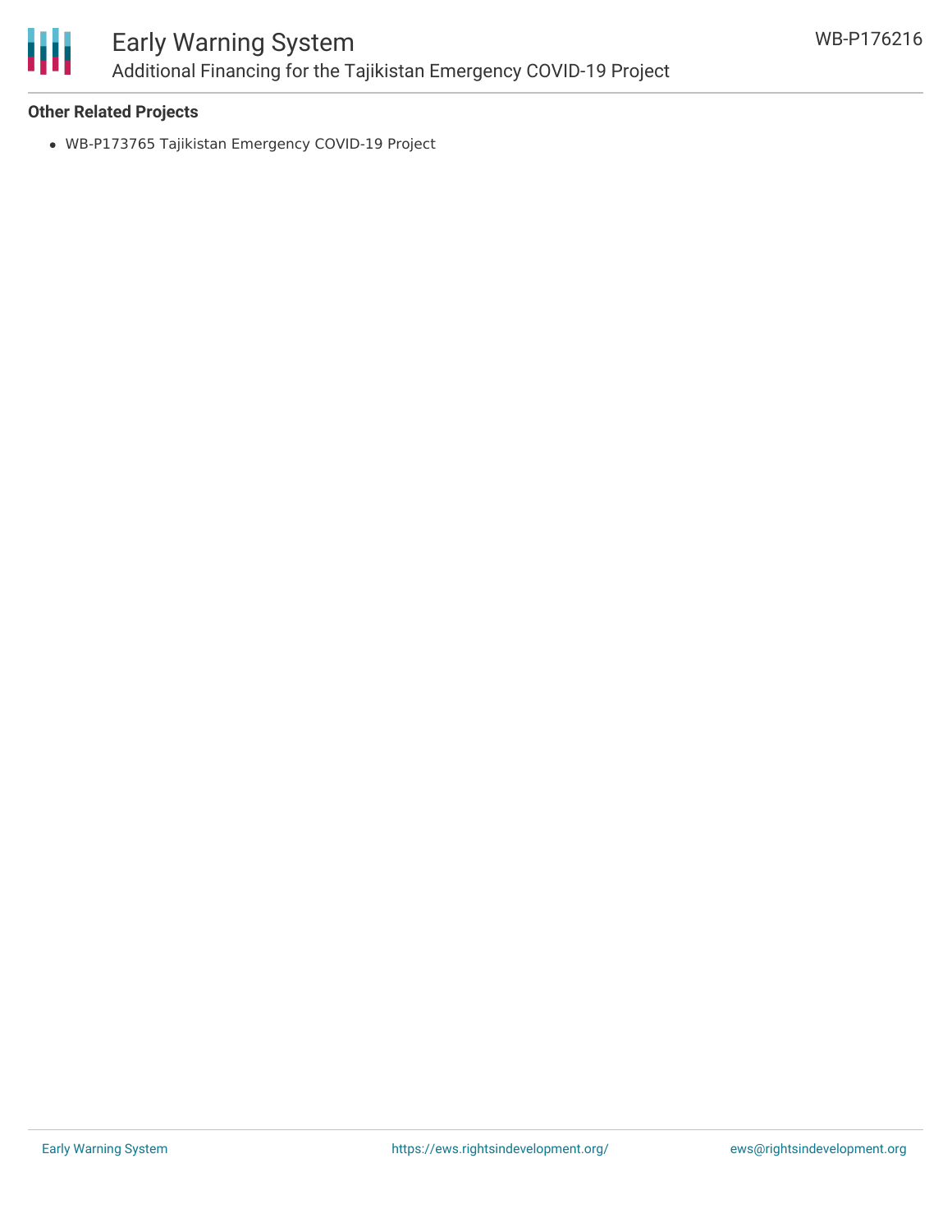**Other Related Projects**

- WB-P173765 Tajikistan Emergency COVID-19 Project